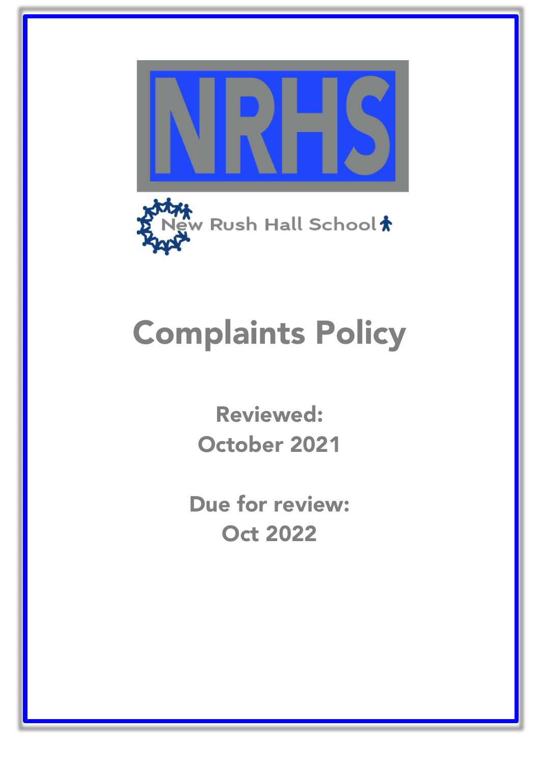NRHS

New Rush Hall School

# Complaints Policy

**Reviewed:**
**October 2021**

**Due for review:**
**Oct 2022**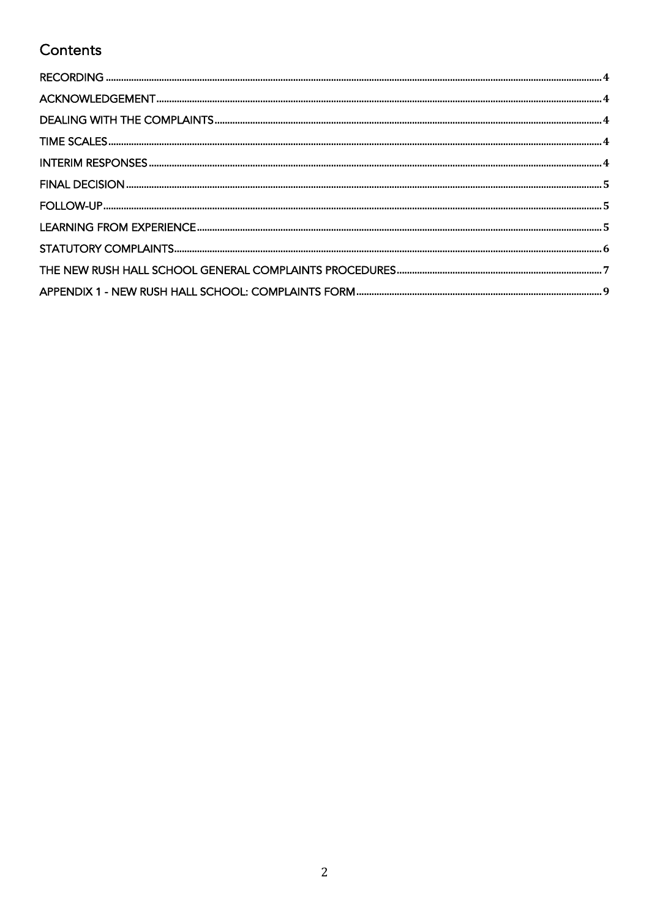# Contents

RECORDING ..... 4
ACKNOWLEDGEMENT ..... 4
DEALING WITH THE COMPLAINTS ..... 4
TIME SCALES ..... 4
INTERIM RESPONSES ..... 4
FINAL DECISION ..... 5
FOLLOW-UP ..... 5
LEARNING FROM EXPERIENCE ..... 5
STATUTORY COMPLAINTS ..... 6
THE NEW RUSH HALL SCHOOL GENERAL COMPLAINTS PROCEDURES ..... 7
APPENDIX 1 - NEW RUSH HALL SCHOOL: COMPLAINTS FORM ..... 9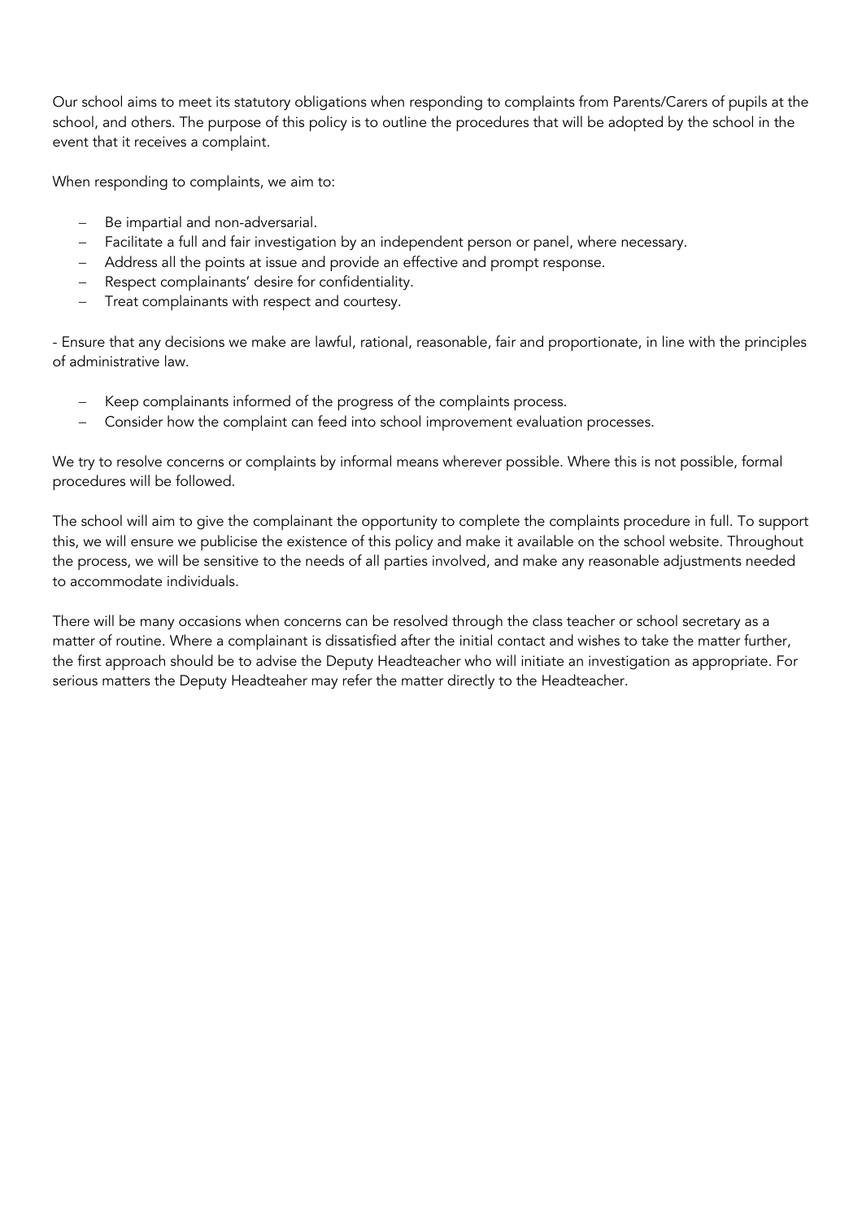Our school aims to meet its statutory obligations when responding to complaints from Parents/Carers of pupils at the school, and others. The purpose of this policy is to outline the procedures that will be adopted by the school in the event that it receives a complaint.

When responding to complaints, we aim to:

- Be impartial and non-adversarial.
- Facilitate a full and fair investigation by an independent person or panel, where necessary.
- Address all the points at issue and provide an effective and prompt response.
- Respect complainants' desire for confidentiality.
- Treat complainants with respect and courtesy.

- Ensure that any decisions we make are lawful, rational, reasonable, fair and proportionate, in line with the principles of administrative law.

- Keep complainants informed of the progress of the complaints process.
- Consider how the complaint can feed into school improvement evaluation processes.

We try to resolve concerns or complaints by informal means wherever possible. Where this is not possible, formal procedures will be followed.

The school will aim to give the complainant the opportunity to complete the complaints procedure in full. To support this, we will ensure we publicise the existence of this policy and make it available on the school website. Throughout the process, we will be sensitive to the needs of all parties involved, and make any reasonable adjustments needed to accommodate individuals.

There will be many occasions when concerns can be resolved through the class teacher or school secretary as a matter of routine. Where a complainant is dissatisfied after the initial contact and wishes to take the matter further, the first approach should be to advise the Deputy Headteacher who will initiate an investigation as appropriate. For serious matters the Deputy Headteaher may refer the matter directly to the Headteacher.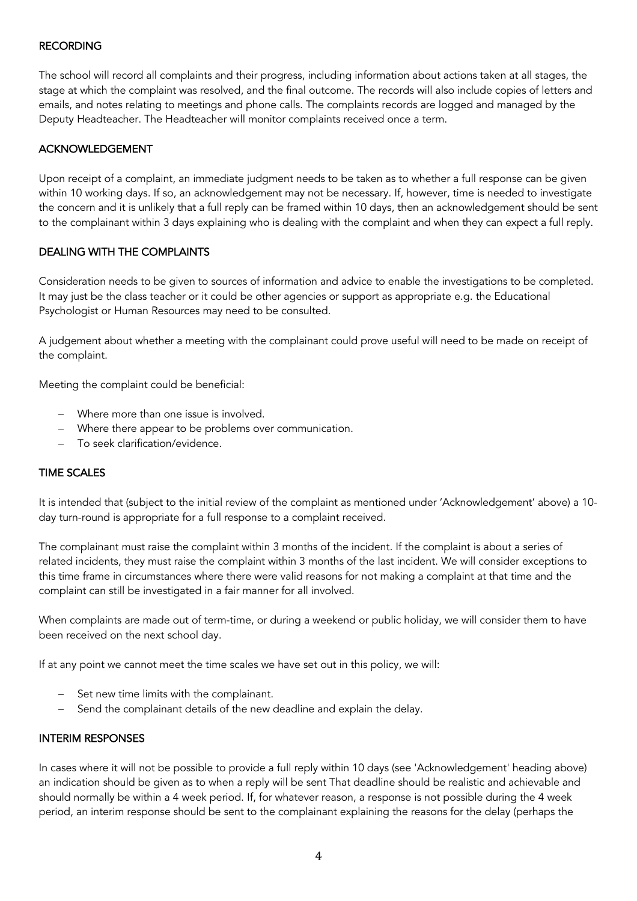## RECORDING

The school will record all complaints and their progress, including information about actions taken at all stages, the stage at which the complaint was resolved, and the final outcome. The records will also include copies of letters and emails, and notes relating to meetings and phone calls. The complaints records are logged and managed by the Deputy Headteacher. The Headteacher will monitor complaints received once a term.

## ACKNOWLEDGEMENT

Upon receipt of a complaint, an immediate judgment needs to be taken as to whether a full response can be given within 10 working days. If so, an acknowledgement may not be necessary. If, however, time is needed to investigate the concern and it is unlikely that a full reply can be framed within 10 days, then an acknowledgement should be sent to the complainant within 3 days explaining who is dealing with the complaint and when they can expect a full reply.

## DEALING WITH THE COMPLAINTS

Consideration needs to be given to sources of information and advice to enable the investigations to be completed. It may just be the class teacher or it could be other agencies or support as appropriate e.g. the Educational Psychologist or Human Resources may need to be consulted.

A judgement about whether a meeting with the complainant could prove useful will need to be made on receipt of the complaint.

Meeting the complaint could be beneficial:

- Where more than one issue is involved.
- Where there appear to be problems over communication.
- To seek clarification/evidence.

## TIME SCALES

It is intended that (subject to the initial review of the complaint as mentioned under 'Acknowledgement' above) a 10-day turn-round is appropriate for a full response to a complaint received.

The complainant must raise the complaint within 3 months of the incident. If the complaint is about a series of related incidents, they must raise the complaint within 3 months of the last incident. We will consider exceptions to this time frame in circumstances where there were valid reasons for not making a complaint at that time and the complaint can still be investigated in a fair manner for all involved.

When complaints are made out of term-time, or during a weekend or public holiday, we will consider them to have been received on the next school day.

If at any point we cannot meet the time scales we have set out in this policy, we will:

- Set new time limits with the complainant.
- Send the complainant details of the new deadline and explain the delay.

## INTERIM RESPONSES

In cases where it will not be possible to provide a full reply within 10 days (see 'Acknowledgement' heading above) an indication should be given as to when a reply will be sent That deadline should be realistic and achievable and should normally be within a 4 week period. If, for whatever reason, a response is not possible during the 4 week period, an interim response should be sent to the complainant explaining the reasons for the delay (perhaps the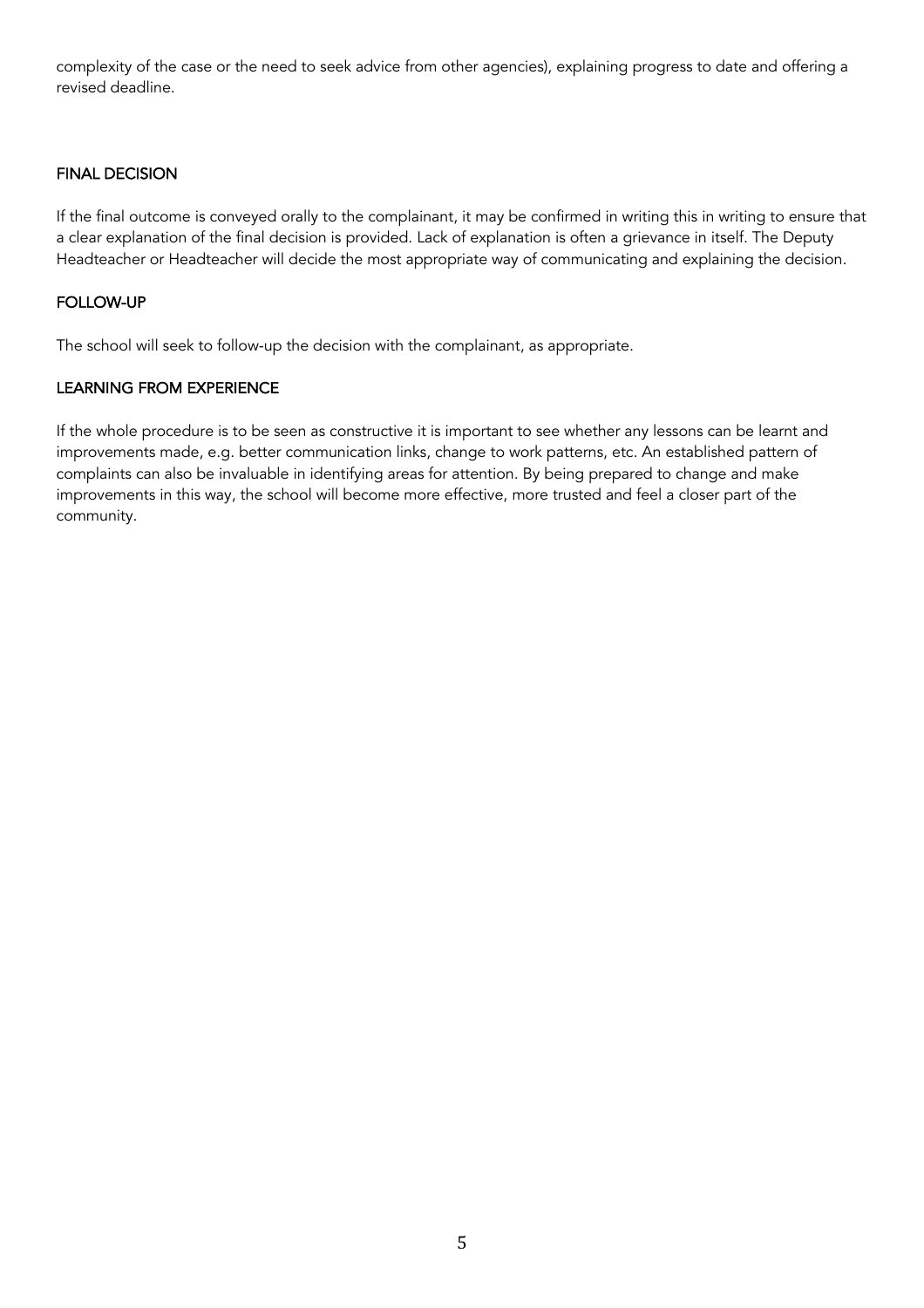complexity of the case or the need to seek advice from other agencies), explaining progress to date and offering a revised deadline.

## FINAL DECISION

If the final outcome is conveyed orally to the complainant, it may be confirmed in writing this in writing to ensure that a clear explanation of the final decision is provided. Lack of explanation is often a grievance in itself. The Deputy Headteacher or Headteacher will decide the most appropriate way of communicating and explaining the decision.

## FOLLOW-UP

The school will seek to follow-up the decision with the complainant, as appropriate.

## LEARNING FROM EXPERIENCE

If the whole procedure is to be seen as constructive it is important to see whether any lessons can be learnt and improvements made, e.g. better communication links, change to work patterns, etc. An established pattern of complaints can also be invaluable in identifying areas for attention. By being prepared to change and make improvements in this way, the school will become more effective, more trusted and feel a closer part of the community.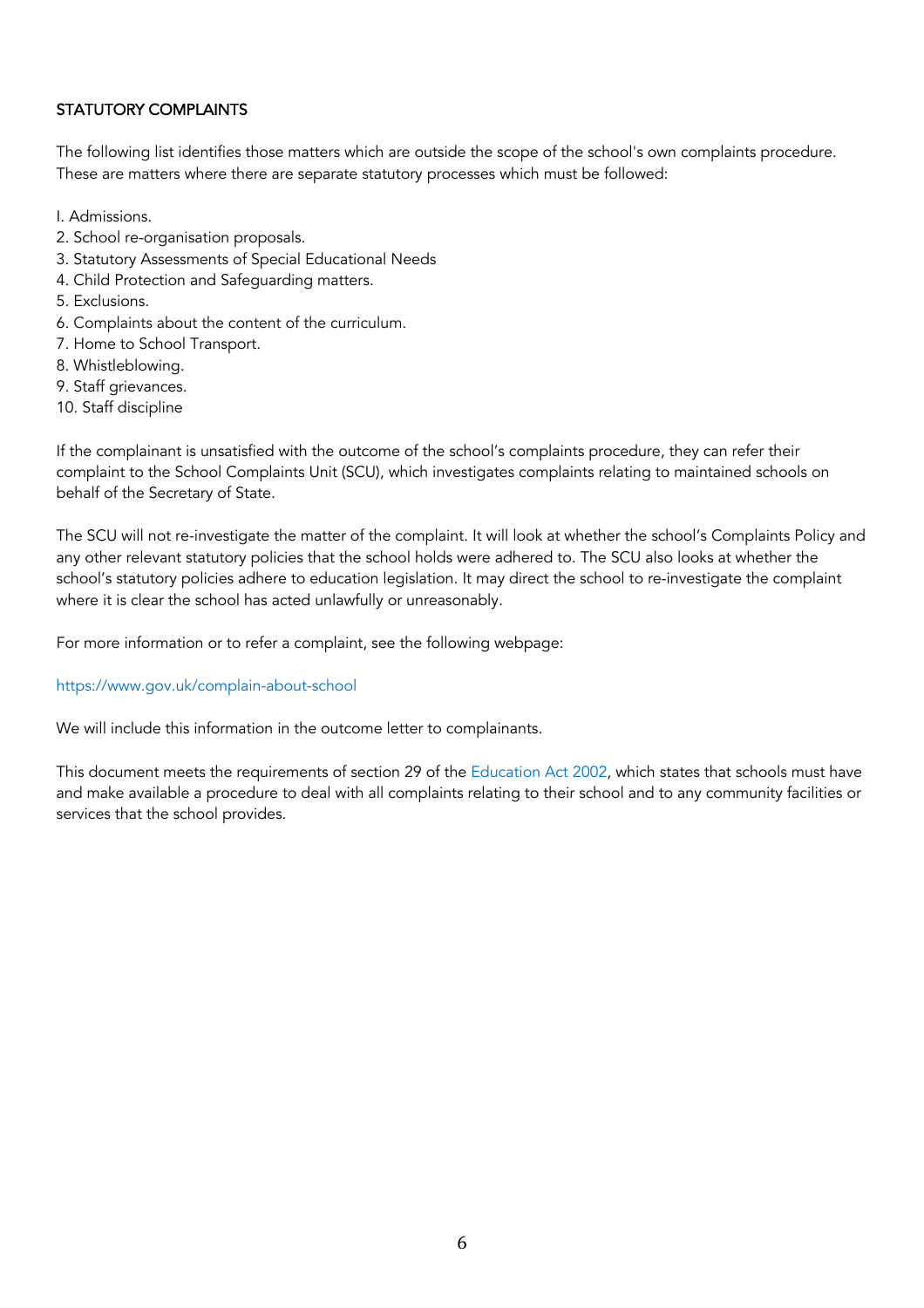## STATUTORY COMPLAINTS

The following list identifies those matters which are outside the scope of the school's own complaints procedure. These are matters where there are separate statutory processes which must be followed:

I. Admissions.
2. School re-organisation proposals.
3. Statutory Assessments of Special Educational Needs
4. Child Protection and Safeguarding matters.
5. Exclusions.
6. Complaints about the content of the curriculum.
7. Home to School Transport.
8. Whistleblowing.
9. Staff grievances.
10. Staff discipline

If the complainant is unsatisfied with the outcome of the school's complaints procedure, they can refer their complaint to the School Complaints Unit (SCU), which investigates complaints relating to maintained schools on behalf of the Secretary of State.

The SCU will not re-investigate the matter of the complaint. It will look at whether the school's Complaints Policy and any other relevant statutory policies that the school holds were adhered to. The SCU also looks at whether the school's statutory policies adhere to education legislation. It may direct the school to re-investigate the complaint where it is clear the school has acted unlawfully or unreasonably.

For more information or to refer a complaint, see the following webpage:

https://www.gov.uk/complain-about-school

We will include this information in the outcome letter to complainants.

This document meets the requirements of section 29 of the Education Act 2002, which states that schools must have and make available a procedure to deal with all complaints relating to their school and to any community facilities or services that the school provides.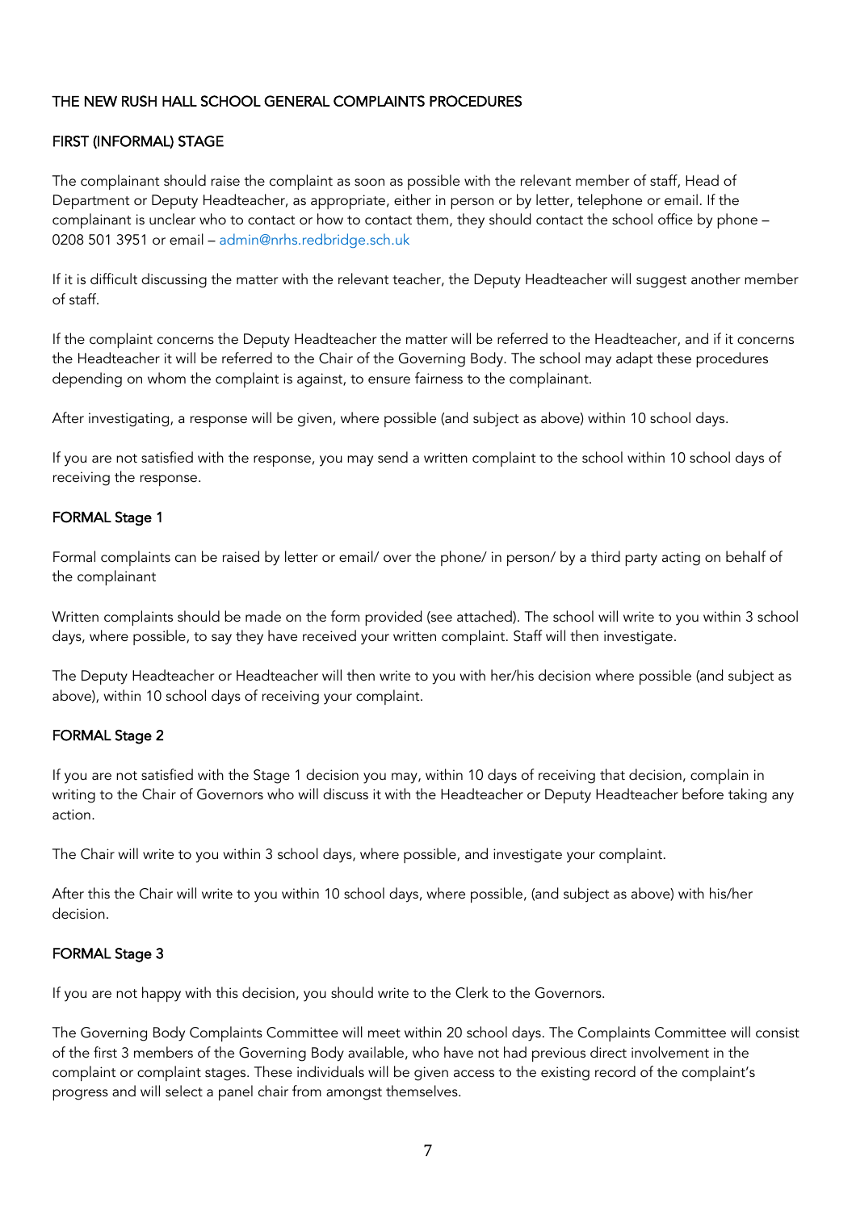## THE NEW RUSH HALL SCHOOL GENERAL COMPLAINTS PROCEDURES

### FIRST (INFORMAL) STAGE

The complainant should raise the complaint as soon as possible with the relevant member of staff, Head of Department or Deputy Headteacher, as appropriate, either in person or by letter, telephone or email. If the complainant is unclear who to contact or how to contact them, they should contact the school office by phone – 0208 501 3951 or email – admin@nrhs.redbridge.sch.uk

If it is difficult discussing the matter with the relevant teacher, the Deputy Headteacher will suggest another member of staff.

If the complaint concerns the Deputy Headteacher the matter will be referred to the Headteacher, and if it concerns the Headteacher it will be referred to the Chair of the Governing Body. The school may adapt these procedures depending on whom the complaint is against, to ensure fairness to the complainant.

After investigating, a response will be given, where possible (and subject as above) within 10 school days.

If you are not satisfied with the response, you may send a written complaint to the school within 10 school days of receiving the response.

### FORMAL Stage 1

Formal complaints can be raised by letter or email/ over the phone/ in person/ by a third party acting on behalf of the complainant

Written complaints should be made on the form provided (see attached). The school will write to you within 3 school days, where possible, to say they have received your written complaint. Staff will then investigate.

The Deputy Headteacher or Headteacher will then write to you with her/his decision where possible (and subject as above), within 10 school days of receiving your complaint.

### FORMAL Stage 2

If you are not satisfied with the Stage 1 decision you may, within 10 days of receiving that decision, complain in writing to the Chair of Governors who will discuss it with the Headteacher or Deputy Headteacher before taking any action.

The Chair will write to you within 3 school days, where possible, and investigate your complaint.

After this the Chair will write to you within 10 school days, where possible, (and subject as above) with his/her decision.

### FORMAL Stage 3

If you are not happy with this decision, you should write to the Clerk to the Governors.

The Governing Body Complaints Committee will meet within 20 school days. The Complaints Committee will consist of the first 3 members of the Governing Body available, who have not had previous direct involvement in the complaint or complaint stages. These individuals will be given access to the existing record of the complaint's progress and will select a panel chair from amongst themselves.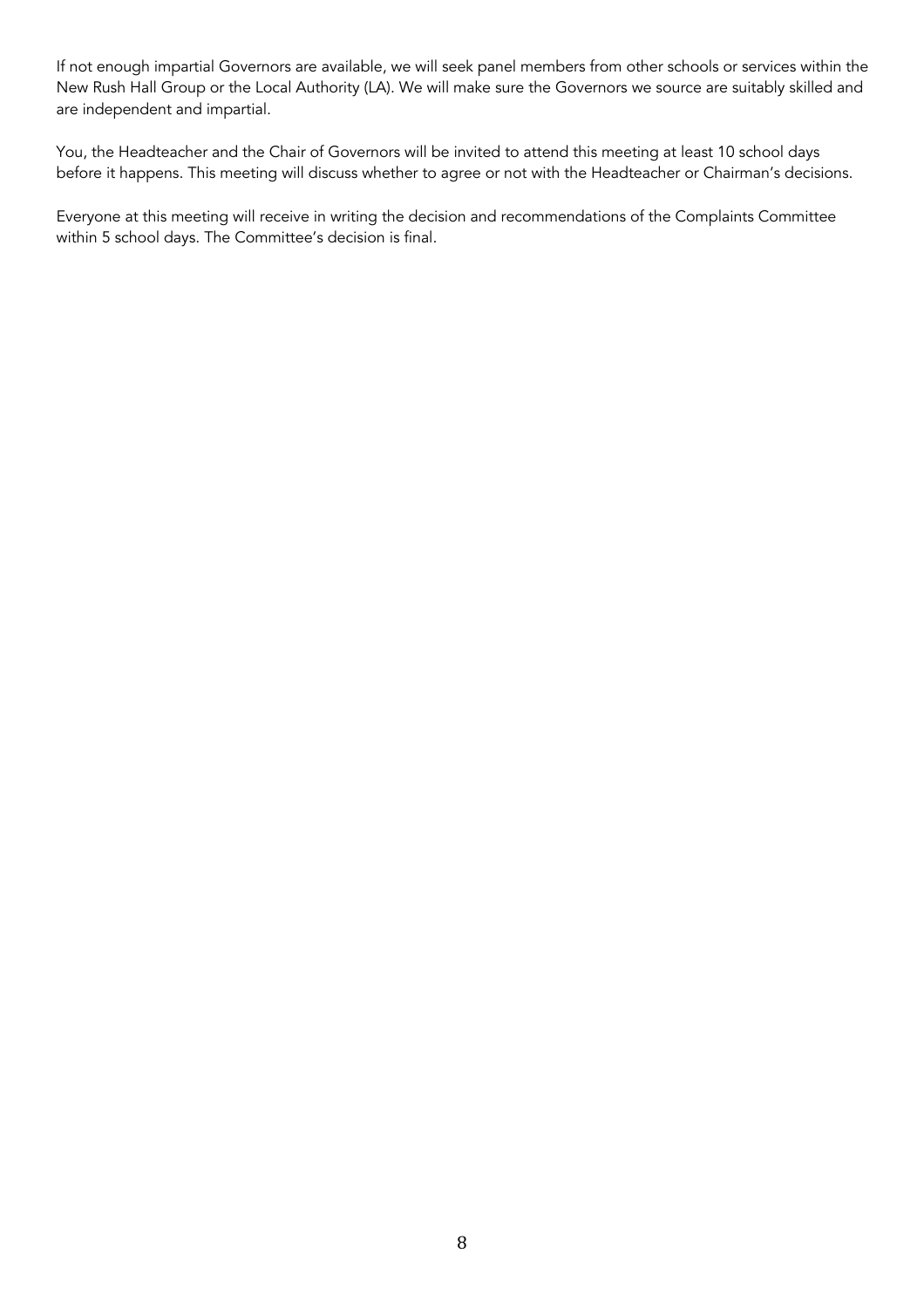If not enough impartial Governors are available, we will seek panel members from other schools or services within the New Rush Hall Group or the Local Authority (LA). We will make sure the Governors we source are suitably skilled and are independent and impartial.

You, the Headteacher and the Chair of Governors will be invited to attend this meeting at least 10 school days before it happens. This meeting will discuss whether to agree or not with the Headteacher or Chairman's decisions.

Everyone at this meeting will receive in writing the decision and recommendations of the Complaints Committee within 5 school days. The Committee's decision is final.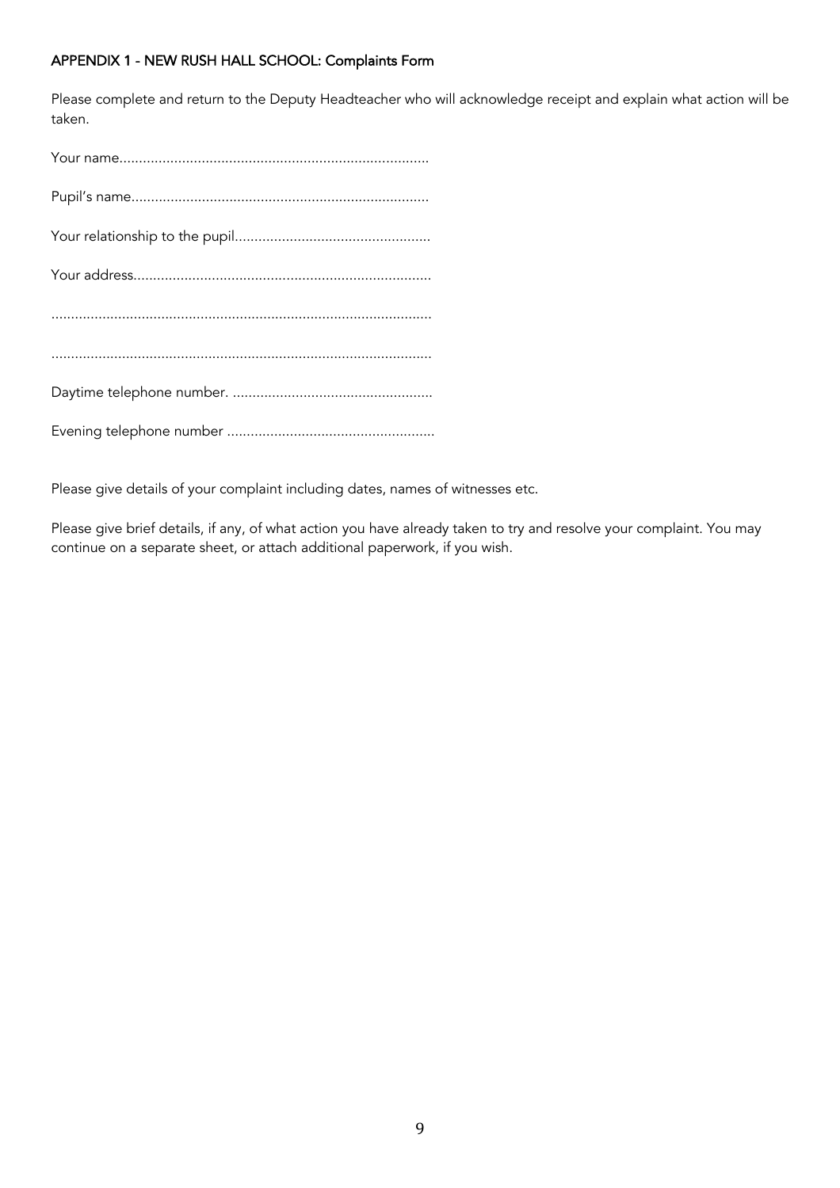### APPENDIX 1 - NEW RUSH HALL SCHOOL: Complaints Form

Please complete and return to the Deputy Headteacher who will acknowledge receipt and explain what action will be taken.

Your name...............................................................................

Pupil's name............................................................................

Your relationship to the pupil..................................................

Your address............................................................................

................................................................................................

................................................................................................

Daytime telephone number. ...................................................

Evening telephone number .....................................................

Please give details of your complaint including dates, names of witnesses etc.

Please give brief details, if any, of what action you have already taken to try and resolve your complaint. You may continue on a separate sheet, or attach additional paperwork, if you wish.